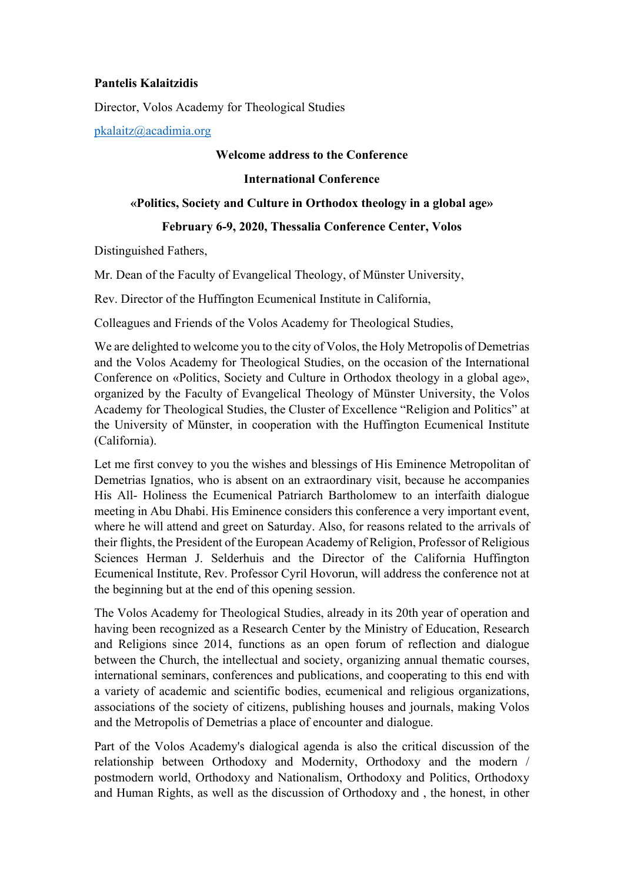**Pantelis Kalaitzidis**

Director, Volos Academy for Theological Studies

pkalaitz@acadimia.org

**Welcome address to the Conference**

**International Conference**

**«Politics, Society and Culture in Orthodox theology in a global age»**

**February 6-9, 2020, Thessalia Conference Center, Volos**

Distinguished Fathers,

Mr. Dean of the Faculty of Evangelical Theology, of Münster University,

Rev. Director of the Huffington Ecumenical Institute in California,

Colleagues and Friends of the Volos Academy for Theological Studies,

We are delighted to welcome you to the city of Volos, the Holy Metropolis of Demetrias and the Volos Academy for Theological Studies, on the occasion of the International Conference on «Politics, Society and Culture in Orthodox theology in a global age», organized by the Faculty of Evangelical Theology of Münster University, the Volos Academy for Theological Studies, the Cluster of Excellence "Religion and Politics" at the University of Münster, in cooperation with the Huffington Ecumenical Institute (California).

Let me first convey to you the wishes and blessings of His Eminence Metropolitan of Demetrias Ignatios, who is absent on an extraordinary visit, because he accompanies His All- Holiness the Ecumenical Patriarch Bartholomew to an interfaith dialogue meeting in Abu Dhabi. His Eminence considers this conference a very important event, where he will attend and greet on Saturday. Also, for reasons related to the arrivals of their flights, the President of the European Academy of Religion, Professor of Religious Sciences Herman J. Selderhuis and the Director of the California Huffington Ecumenical Institute, Rev. Professor Cyril Hovorun, will address the conference not at the beginning but at the end of this opening session.

The Volos Academy for Theological Studies, already in its 20th year of operation and having been recognized as a Research Center by the Ministry of Education, Research and Religions since 2014, functions as an open forum of reflection and dialogue between the Church, the intellectual and society, organizing annual thematic courses, international seminars, conferences and publications, and cooperating to this end with a variety of academic and scientific bodies, ecumenical and religious organizations, associations of the society of citizens, publishing houses and journals, making Volos and the Metropolis of Demetrias a place of encounter and dialogue.

Part of the Volos Academy's dialogical agenda is also the critical discussion of the relationship between Orthodoxy and Modernity, Orthodoxy and the modern / postmodern world, Orthodoxy and Nationalism, Orthodoxy and Politics, Orthodoxy and Human Rights, as well as the discussion of Orthodoxy and , the honest, in other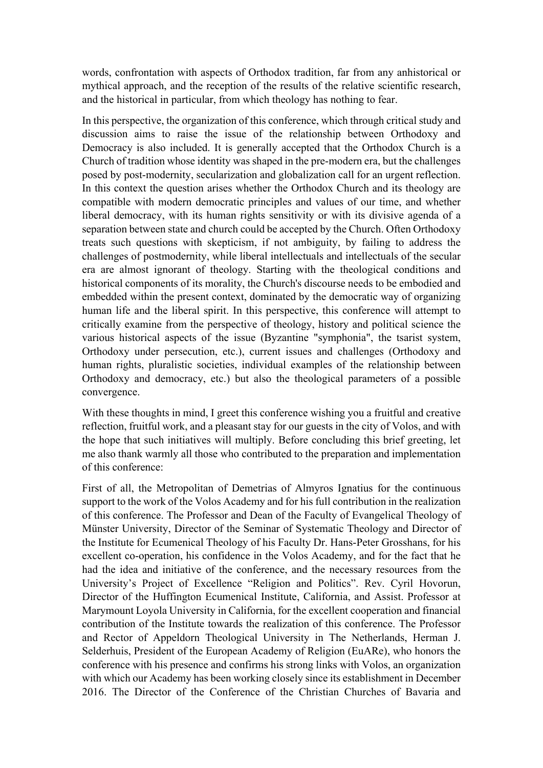words, confrontation with aspects of Orthodox tradition, far from any anhistorical or mythical approach, and the reception of the results of the relative scientific research, and the historical in particular, from which theology has nothing to fear.

In this perspective, the organization of this conference, which through critical study and discussion aims to raise the issue of the relationship between Orthodoxy and Democracy is also included. It is generally accepted that the Orthodox Church is a Church of tradition whose identity was shaped in the pre-modern era, but the challenges posed by post-modernity, secularization and globalization call for an urgent reflection. In this context the question arises whether the Orthodox Church and its theology are compatible with modern democratic principles and values of our time, and whether liberal democracy, with its human rights sensitivity or with its divisive agenda of a separation between state and church could be accepted by the Church. Often Orthodoxy treats such questions with skepticism, if not ambiguity, by failing to address the challenges of postmodernity, while liberal intellectuals and intellectuals of the secular era are almost ignorant of theology. Starting with the theological conditions and historical components of its morality, the Church's discourse needs to be embodied and embedded within the present context, dominated by the democratic way of organizing human life and the liberal spirit. In this perspective, this conference will attempt to critically examine from the perspective of theology, history and political science the various historical aspects of the issue (Byzantine "symphonia", the tsarist system, Orthodoxy under persecution, etc.), current issues and challenges (Orthodoxy and human rights, pluralistic societies, individual examples of the relationship between Orthodoxy and democracy, etc.) but also the theological parameters of a possible convergence.

With these thoughts in mind, I greet this conference wishing you a fruitful and creative reflection, fruitful work, and a pleasant stay for our guests in the city of Volos, and with the hope that such initiatives will multiply. Before concluding this brief greeting, let me also thank warmly all those who contributed to the preparation and implementation of this conference:

First of all, the Metropolitan of Demetrias of Almyros Ignatius for the continuous support to the work of the Volos Academy and for his full contribution in the realization of this conference. The Professor and Dean of the Faculty of Evangelical Theology of Münster University, Director of the Seminar of Systematic Theology and Director of the Institute for Ecumenical Theology of his Faculty Dr. Hans-Peter Grosshans, for his excellent co-operation, his confidence in the Volos Academy, and for the fact that he had the idea and initiative of the conference, and the necessary resources from the University's Project of Excellence "Religion and Politics". Rev. Cyril Hovorun, Director of the Huffington Ecumenical Institute, California, and Assist. Professor at Marymount Loyola University in California, for the excellent cooperation and financial contribution of the Institute towards the realization of this conference. The Professor and Rector of Appeldorn Theological University in The Netherlands, Herman J. Selderhuis, President of the European Academy of Religion (EuARe), who honors the conference with his presence and confirms his strong links with Volos, an organization with which our Academy has been working closely since its establishment in December 2016. The Director of the Conference of the Christian Churches of Bavaria and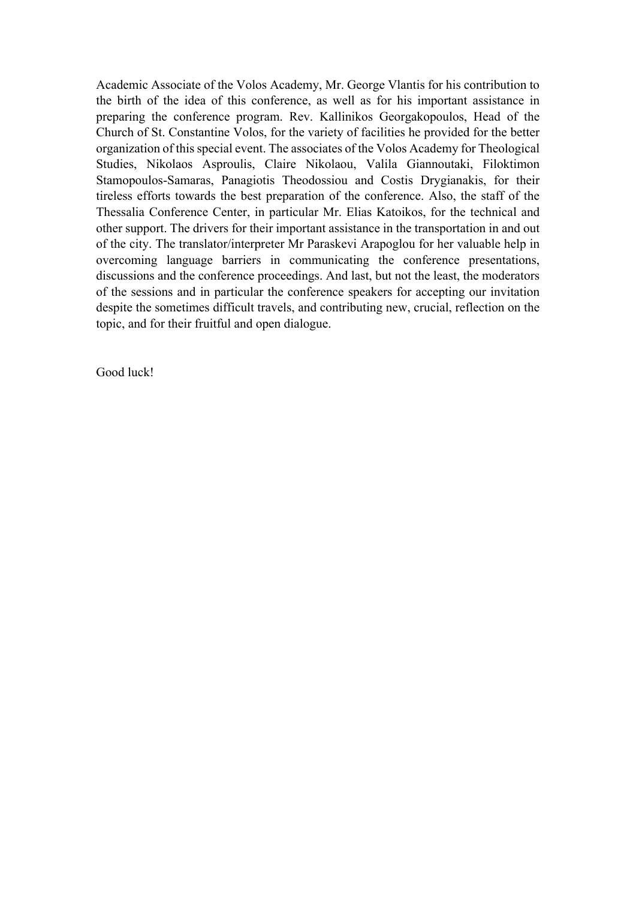Academic Associate of the Volos Academy, Mr. George Vlantis for his contribution to the birth of the idea of this conference, as well as for his important assistance in preparing the conference program. Rev. Kallinikos Georgakopoulos, Head of the Church of St. Constantine Volos, for the variety of facilities he provided for the better organization of this special event. The associates of the Volos Academy for Theological Studies, Nikolaos Asproulis, Claire Nikolaou, Valila Giannoutaki, Filoktimon Stamopoulos-Samaras, Panagiotis Theodossiou and Costis Drygianakis, for their tireless efforts towards the best preparation of the conference. Also, the staff of the Thessalia Conference Center, in particular Mr. Elias Katoikos, for the technical and other support. The drivers for their important assistance in the transportation in and out of the city. The translator/interpreter Mr Paraskevi Arapoglou for her valuable help in overcoming language barriers in communicating the conference presentations, discussions and the conference proceedings. And last, but not the least, the moderators of the sessions and in particular the conference speakers for accepting our invitation despite the sometimes difficult travels, and contributing new, crucial, reflection on the topic, and for their fruitful and open dialogue.

Good luck!